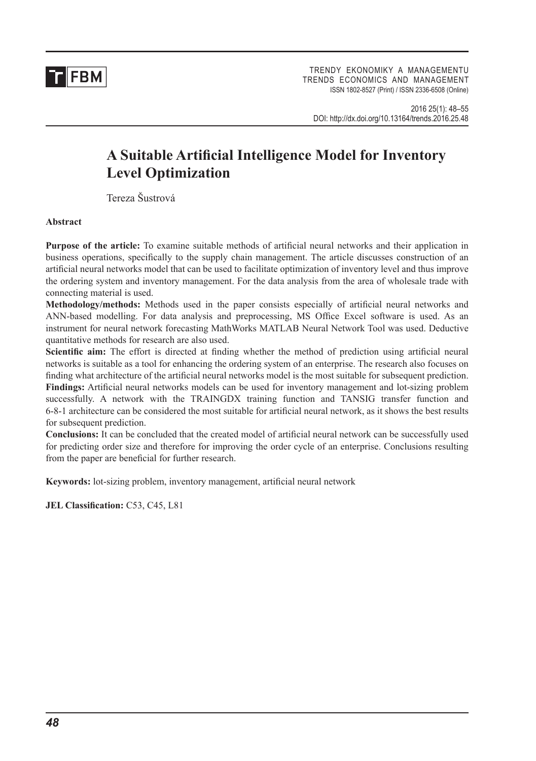# A Suitable Artificial Intelligence Model for Inventory Level Optimization

Tereza Šustrová

**Abstract**

**Purpose of the article:** To examine suitable methods of artificial neural networks and their application in business operations, specifically to the supply chain management. The article discusses construction of an artificial neural networks model that can be used to facilitate optimization of inventory level and thus improve the ordering system and inventory management. For the data analysis from the area of wholesale trade with connecting material is used.

**Methodology/methods:** Methods used in the paper consists especially of artificial neural networks and ANN-based modelling. For data analysis and preprocessing, MS Office Excel software is used. As an instrument for neural network forecasting MathWorks MATLAB Neural Network Tool was used. Deductive quantitative methods for research are also used.

**Scientific aim:** The effort is directed at finding whether the method of prediction using artificial neural networks is suitable as a tool for enhancing the ordering system of an enterprise. The research also focuses on finding what architecture of the artificial neural networks model is the most suitable for subsequent prediction.

**Findings:** Artificial neural networks models can be used for inventory management and lot-sizing problem successfully. A network with the TRAINGDX training function and TANSIG transfer function and 6-8-1 architecture can be considered the most suitable for artificial neural network, as it shows the best results for subsequent prediction.

**Conclusions:** It can be concluded that the created model of artificial neural network can be successfully used for predicting order size and therefore for improving the order cycle of an enterprise. Conclusions resulting from the paper are beneficial for further research.

**Keywords:** lot-sizing problem, inventory management, artificial neural network

**JEL Classification:** C53, C45, L81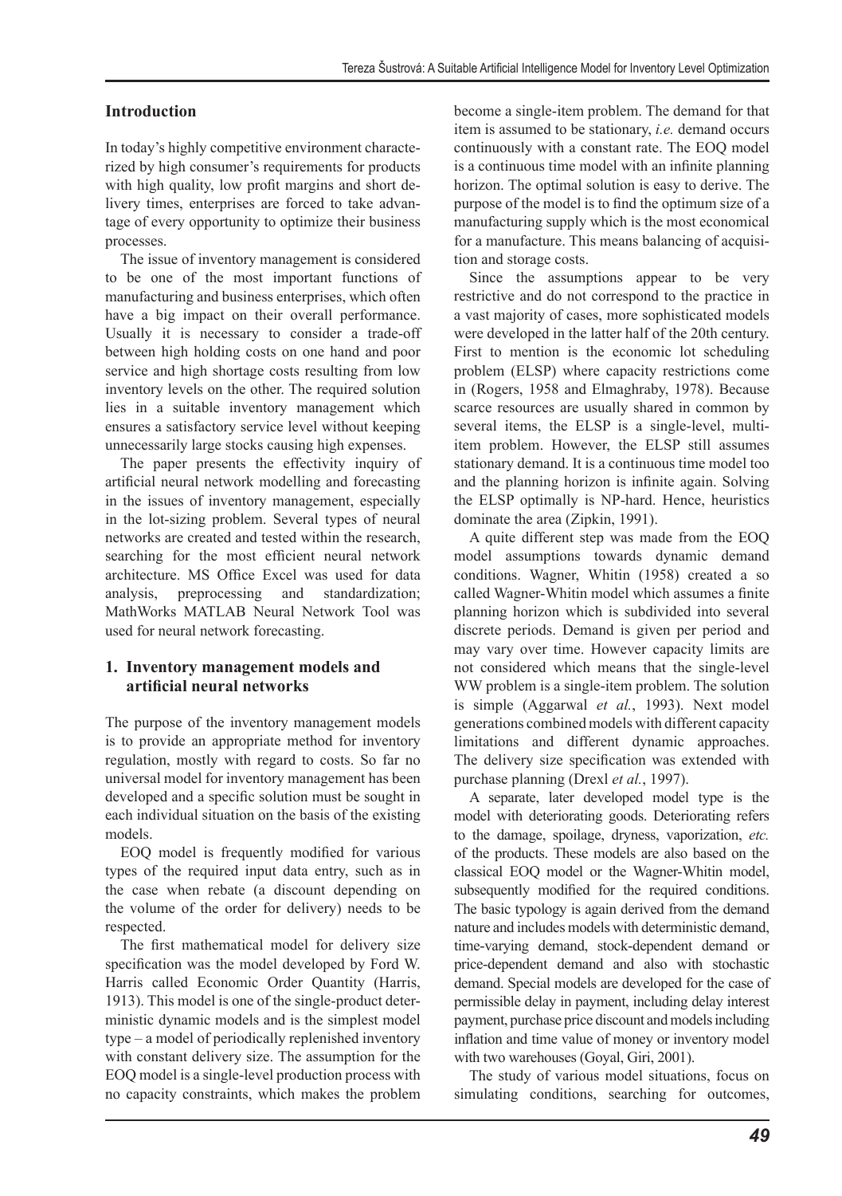## Introduction

In today's highly competitive environment characterized by high consumer's requirements for products with high quality, low profit margins and short delivery times, enterprises are forced to take advantage of every opportunity to optimize their business processes.

The issue of inventory management is considered to be one of the most important functions of manufacturing and business enterprises, which often have a big impact on their overall performance. Usually it is necessary to consider a trade-off between high holding costs on one hand and poor service and high shortage costs resulting from low inventory levels on the other. The required solution lies in a suitable inventory management which ensures a satisfactory service level without keeping unnecessarily large stocks causing high expenses.

The paper presents the effectivity inquiry of artificial neural network modelling and forecasting in the issues of inventory management, especially in the lot-sizing problem. Several types of neural networks are created and tested within the research, searching for the most efficient neural network architecture. MS Office Excel was used for data analysis, preprocessing and standardization; MathWorks MATLAB Neural Network Tool was used for neural network forecasting.

## 1. Inventory management models and artificial neural networks

The purpose of the inventory management models is to provide an appropriate method for inventory regulation, mostly with regard to costs. So far no universal model for inventory management has been developed and a specific solution must be sought in each individual situation on the basis of the existing models.

EOQ model is frequently modified for various types of the required input data entry, such as in the case when rebate (a discount depending on the volume of the order for delivery) needs to be respected.

The first mathematical model for delivery size specification was the model developed by Ford W. Harris called Economic Order Quantity (Harris, 1913). This model is one of the single-product deterministic dynamic models and is the simplest model type – a model of periodically replenished inventory with constant delivery size. The assumption for the EOQ model is a single-level production process with no capacity constraints, which makes the problem become a single-item problem. The demand for that item is assumed to be stationary, *i.e.* demand occurs continuously with a constant rate. The EOQ model is a continuous time model with an infinite planning horizon. The optimal solution is easy to derive. The purpose of the model is to find the optimum size of a manufacturing supply which is the most economical for a manufacture. This means balancing of acquisition and storage costs.

Since the assumptions appear to be very restrictive and do not correspond to the practice in a vast majority of cases, more sophisticated models were developed in the latter half of the 20th century. First to mention is the economic lot scheduling problem (ELSP) where capacity restrictions come in (Rogers, 1958 and Elmaghraby, 1978). Because scarce resources are usually shared in common by several items, the ELSP is a single-level, multi-item problem. However, the ELSP still assumes stationary demand. It is a continuous time model too and the planning horizon is infinite again. Solving the ELSP optimally is NP-hard. Hence, heuristics dominate the area (Zipkin, 1991).

A quite different step was made from the EOQ model assumptions towards dynamic demand conditions. Wagner, Whitin (1958) created a so called Wagner-Whitin model which assumes a finite planning horizon which is subdivided into several discrete periods. Demand is given per period and may vary over time. However capacity limits are not considered which means that the single-level WW problem is a single-item problem. The solution is simple (Aggarwal *et al.*, 1993). Next model generations combined models with different capacity limitations and different dynamic approaches. The delivery size specification was extended with purchase planning (Drexl *et al.*, 1997).

A separate, later developed model type is the model with deteriorating goods. Deteriorating refers to the damage, spoilage, dryness, vaporization, *etc.* of the products. These models are also based on the classical EOQ model or the Wagner-Whitin model, subsequently modified for the required conditions. The basic typology is again derived from the demand nature and includes models with deterministic demand, time-varying demand, stock-dependent demand or price-dependent demand and also with stochastic demand. Special models are developed for the case of permissible delay in payment, including delay interest payment, purchase price discount and models including inflation and time value of money or inventory model with two warehouses (Goyal, Giri, 2001).

The study of various model situations, focus on simulating conditions, searching for outcomes,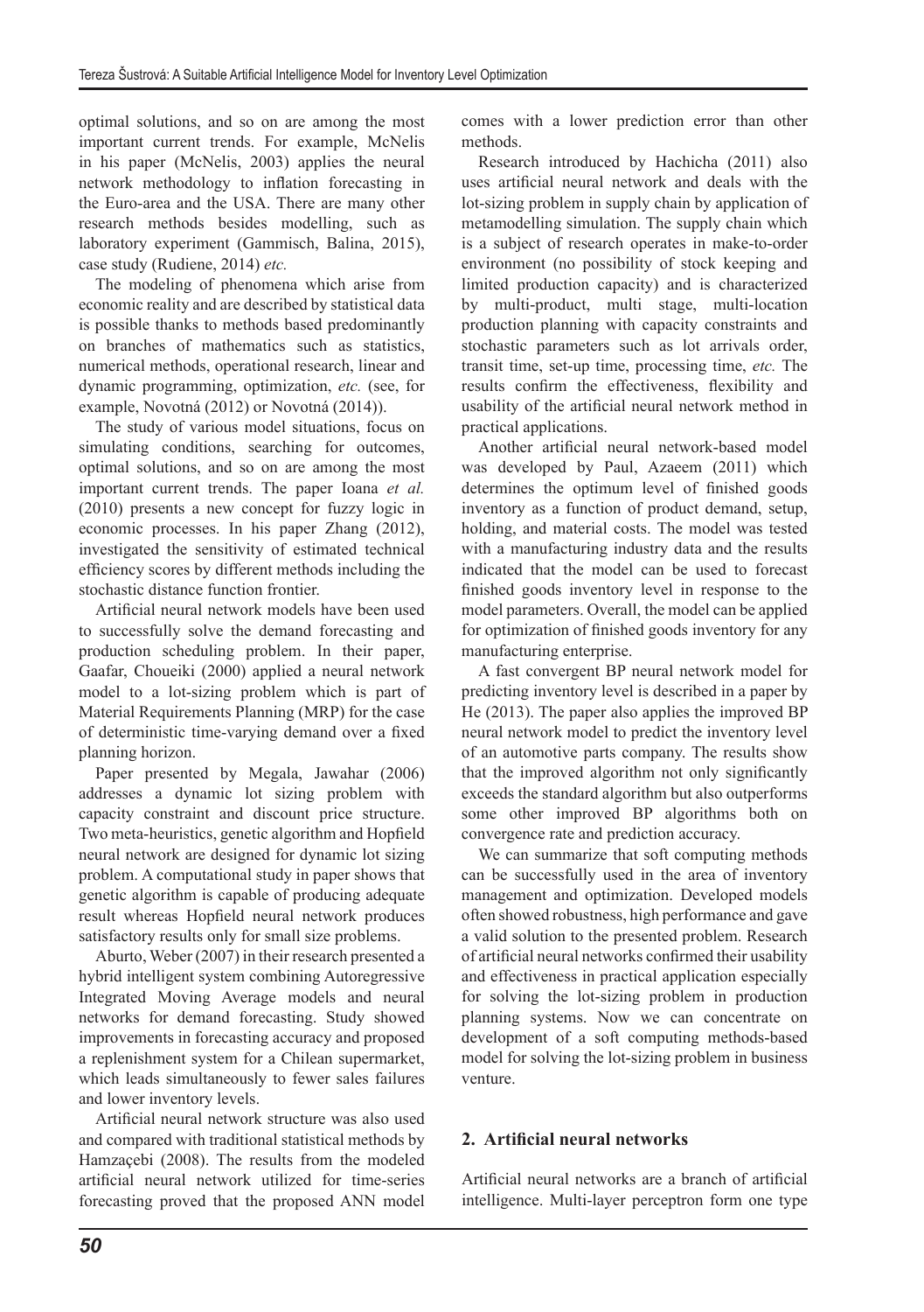optimal solutions, and so on are among the most important current trends. For example, McNelis in his paper (McNelis, 2003) applies the neural network methodology to inflation forecasting in the Euro-area and the USA. There are many other research methods besides modelling, such as laboratory experiment (Gammisch, Balina, 2015), case study (Rudiene, 2014) *etc.*

The modeling of phenomena which arise from economic reality and are described by statistical data is possible thanks to methods based predominantly on branches of mathematics such as statistics, numerical methods, operational research, linear and dynamic programming, optimization, *etc.* (see, for example, Novotná (2012) or Novotná (2014)).

The study of various model situations, focus on simulating conditions, searching for outcomes, optimal solutions, and so on are among the most important current trends. The paper Ioana *et al.* (2010) presents a new concept for fuzzy logic in economic processes. In his paper Zhang (2012), investigated the sensitivity of estimated technical efficiency scores by different methods including the stochastic distance function frontier.

Artificial neural network models have been used to successfully solve the demand forecasting and production scheduling problem. In their paper, Gaafar, Choueiki (2000) applied a neural network model to a lot-sizing problem which is part of Material Requirements Planning (MRP) for the case of deterministic time-varying demand over a fixed planning horizon.

Paper presented by Megala, Jawahar (2006) addresses a dynamic lot sizing problem with capacity constraint and discount price structure. Two meta-heuristics, genetic algorithm and Hopfield neural network are designed for dynamic lot sizing problem. A computational study in paper shows that genetic algorithm is capable of producing adequate result whereas Hopfield neural network produces satisfactory results only for small size problems.

Aburto, Weber (2007) in their research presented a hybrid intelligent system combining Autoregressive Integrated Moving Average models and neural networks for demand forecasting. Study showed improvements in forecasting accuracy and proposed a replenishment system for a Chilean supermarket, which leads simultaneously to fewer sales failures and lower inventory levels.

Artificial neural network structure was also used and compared with traditional statistical methods by Hamzaçebi (2008). The results from the modeled artificial neural network utilized for time-series forecasting proved that the proposed ANN model comes with a lower prediction error than other methods.

Research introduced by Hachicha (2011) also uses artificial neural network and deals with the lot-sizing problem in supply chain by application of metamodelling simulation. The supply chain which is a subject of research operates in make-to-order environment (no possibility of stock keeping and limited production capacity) and is characterized by multi-product, multi stage, multi-location production planning with capacity constraints and stochastic parameters such as lot arrivals order, transit time, set-up time, processing time, *etc.* The results confirm the effectiveness, flexibility and usability of the artificial neural network method in practical applications.

Another artificial neural network-based model was developed by Paul, Azaeem (2011) which determines the optimum level of finished goods inventory as a function of product demand, setup, holding, and material costs. The model was tested with a manufacturing industry data and the results indicated that the model can be used to forecast finished goods inventory level in response to the model parameters. Overall, the model can be applied for optimization of finished goods inventory for any manufacturing enterprise.

A fast convergent BP neural network model for predicting inventory level is described in a paper by He (2013). The paper also applies the improved BP neural network model to predict the inventory level of an automotive parts company. The results show that the improved algorithm not only significantly exceeds the standard algorithm but also outperforms some other improved BP algorithms both on convergence rate and prediction accuracy.

We can summarize that soft computing methods can be successfully used in the area of inventory management and optimization. Developed models often showed robustness, high performance and gave a valid solution to the presented problem. Research of artificial neural networks confirmed their usability and effectiveness in practical application especially for solving the lot-sizing problem in production planning systems. Now we can concentrate on development of a soft computing methods-based model for solving the lot-sizing problem in business venture.

## 2. Artificial neural networks

Artificial neural networks are a branch of artificial intelligence. Multi-layer perceptron form one type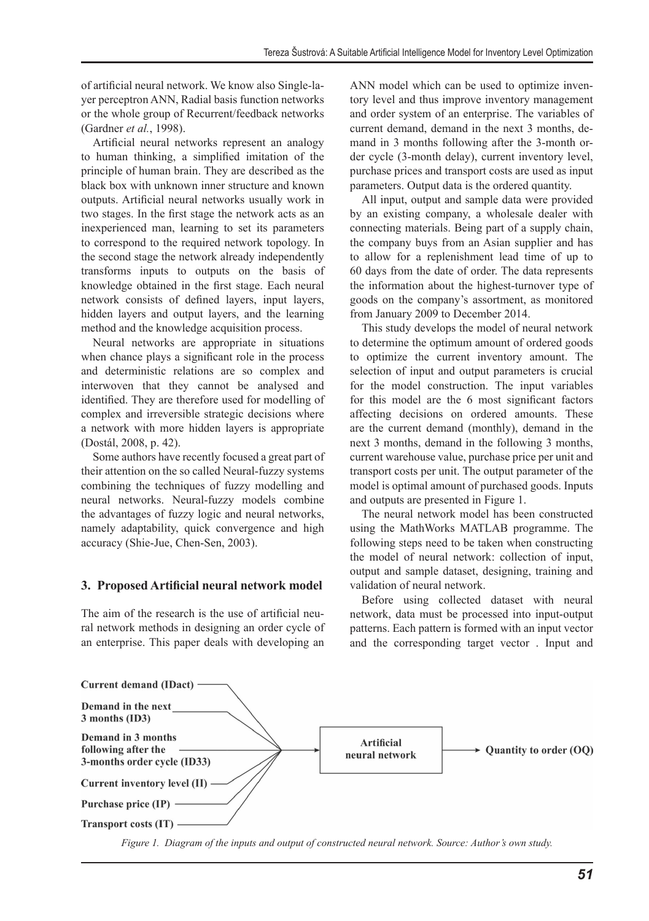of artificial neural network. We know also Single-layer perceptron ANN, Radial basis function networks or the whole group of Recurrent/feedback networks (Gardner *et al.*, 1998).

Artificial neural networks represent an analogy to human thinking, a simplified imitation of the principle of human brain. They are described as the black box with unknown inner structure and known outputs. Artificial neural networks usually work in two stages. In the first stage the network acts as an inexperienced man, learning to set its parameters to correspond to the required network topology. In the second stage the network already independently transforms inputs to outputs on the basis of knowledge obtained in the first stage. Each neural network consists of defined layers, input layers, hidden layers and output layers, and the learning method and the knowledge acquisition process.

Neural networks are appropriate in situations when chance plays a significant role in the process and deterministic relations are so complex and interwoven that they cannot be analysed and identified. They are therefore used for modelling of complex and irreversible strategic decisions where a network with more hidden layers is appropriate (Dostál, 2008, p. 42).

Some authors have recently focused a great part of their attention on the so called Neural-fuzzy systems combining the techniques of fuzzy modelling and neural networks. Neural-fuzzy models combine the advantages of fuzzy logic and neural networks, namely adaptability, quick convergence and high accuracy (Shie-Jue, Chen-Sen, 2003).

## 3. Proposed Artificial neural network model

The aim of the research is the use of artificial neural network methods in designing an order cycle of an enterprise. This paper deals with developing an ANN model which can be used to optimize inventory level and thus improve inventory management and order system of an enterprise. The variables of current demand, demand in the next 3 months, demand in 3 months following after the 3-month order cycle (3-month delay), current inventory level, purchase prices and transport costs are used as input parameters. Output data is the ordered quantity.

All input, output and sample data were provided by an existing company, a wholesale dealer with connecting materials. Being part of a supply chain, the company buys from an Asian supplier and has to allow for a replenishment lead time of up to 60 days from the date of order. The data represents the information about the highest-turnover type of goods on the company's assortment, as monitored from January 2009 to December 2014.

This study develops the model of neural network to determine the optimum amount of ordered goods to optimize the current inventory amount. The selection of input and output parameters is crucial for the model construction. The input variables for this model are the 6 most significant factors affecting decisions on ordered amounts. These are the current demand (monthly), demand in the next 3 months, demand in the following 3 months, current warehouse value, purchase price per unit and transport costs per unit. The output parameter of the model is optimal amount of purchased goods. Inputs and outputs are presented in Figure 1.

The neural network model has been constructed using the MathWorks MATLAB programme. The following steps need to be taken when constructing the model of neural network: collection of input, output and sample dataset, designing, training and validation of neural network.

Before using collected dataset with neural network, data must be processed into input-output patterns. Each pattern is formed with an input vector and the corresponding target vector . Input and

**Current demand (IDact)**
**Demand in the next 3 months (ID3)**
**Demand in 3 months following after the 3-months order cycle (ID33)**
**Current inventory level (II)**
**Purchase price (IP)**
**Transport costs (IT)**
→ **Artificial neural network** → **Quantity to order (OQ)**

*Figure 1. Diagram of the inputs and output of constructed neural network. Source: Author's own study.*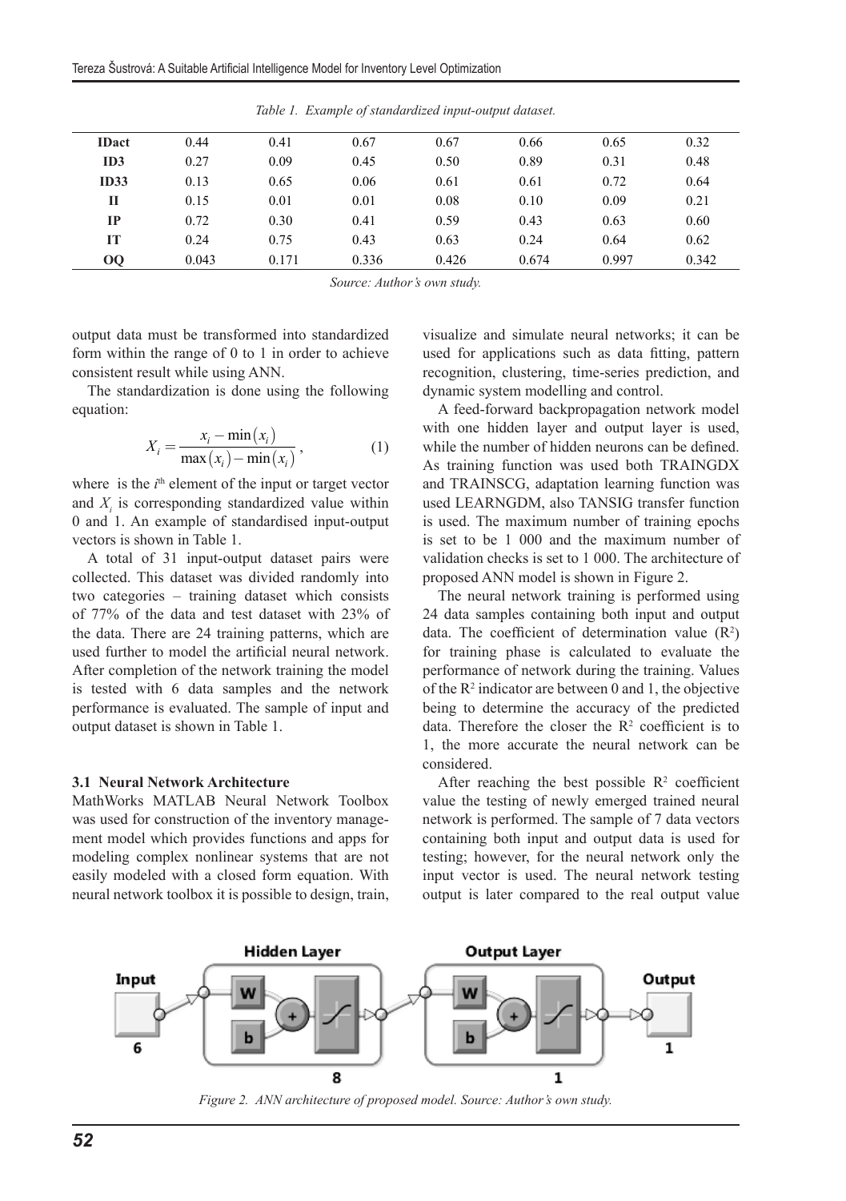*Table 1. Example of standardized input-output dataset.*

| | | | | | | | |
|---|---|---|---|---|---|---|---|
| **IDact** | 0.44 | 0.41 | 0.67 | 0.67 | 0.66 | 0.65 | 0.32 |
| **ID3** | 0.27 | 0.09 | 0.45 | 0.50 | 0.89 | 0.31 | 0.48 |
| **ID33** | 0.13 | 0.65 | 0.06 | 0.61 | 0.61 | 0.72 | 0.64 |
| **II** | 0.15 | 0.01 | 0.01 | 0.08 | 0.10 | 0.09 | 0.21 |
| **IP** | 0.72 | 0.30 | 0.41 | 0.59 | 0.43 | 0.63 | 0.60 |
| **IT** | 0.24 | 0.75 | 0.43 | 0.63 | 0.24 | 0.64 | 0.62 |
| **OQ** | 0.043 | 0.171 | 0.336 | 0.426 | 0.674 | 0.997 | 0.342 |

*Source: Author's own study.*

output data must be transformed into standardized form within the range of 0 to 1 in order to achieve consistent result while using ANN.

The standardization is done using the following equation:

$$X_i = \frac{x_i - \min(x_i)}{\max(x_i) - \min(x_i)}, \tag{1}$$

where is the $i^{th}$ element of the input or target vector and $X_i$ is corresponding standardized value within 0 and 1. An example of standardised input-output vectors is shown in Table 1.

A total of 31 input-output dataset pairs were collected. This dataset was divided randomly into two categories – training dataset which consists of 77% of the data and test dataset with 23% of the data. There are 24 training patterns, which are used further to model the artificial neural network. After completion of the network training the model is tested with 6 data samples and the network performance is evaluated. The sample of input and output dataset is shown in Table 1.

### 3.1 Neural Network Architecture

MathWorks MATLAB Neural Network Toolbox was used for construction of the inventory management model which provides functions and apps for modeling complex nonlinear systems that are not easily modeled with a closed form equation. With neural network toolbox it is possible to design, train, visualize and simulate neural networks; it can be used for applications such as data fitting, pattern recognition, clustering, time-series prediction, and dynamic system modelling and control.

A feed-forward backpropagation network model with one hidden layer and output layer is used, while the number of hidden neurons can be defined. As training function was used both TRAINGDX and TRAINSCG, adaptation learning function was used LEARNGDM, also TANSIG transfer function is used. The maximum number of training epochs is set to be 1 000 and the maximum number of validation checks is set to 1 000. The architecture of proposed ANN model is shown in Figure 2.

The neural network training is performed using 24 data samples containing both input and output data. The coefficient of determination value ($R^2$) for training phase is calculated to evaluate the performance of network during the training. Values of the $R^2$ indicator are between 0 and 1, the objective being to determine the accuracy of the predicted data. Therefore the closer the $R^2$ coefficient is to 1, the more accurate the neural network can be considered.

After reaching the best possible $R^2$ coefficient value the testing of newly emerged trained neural network is performed. The sample of 7 data vectors containing both input and output data is used for testing; however, for the neural network only the input vector is used. The neural network testing output is later compared to the real output value

*Figure 2. ANN architecture of proposed model. Source: Author's own study.*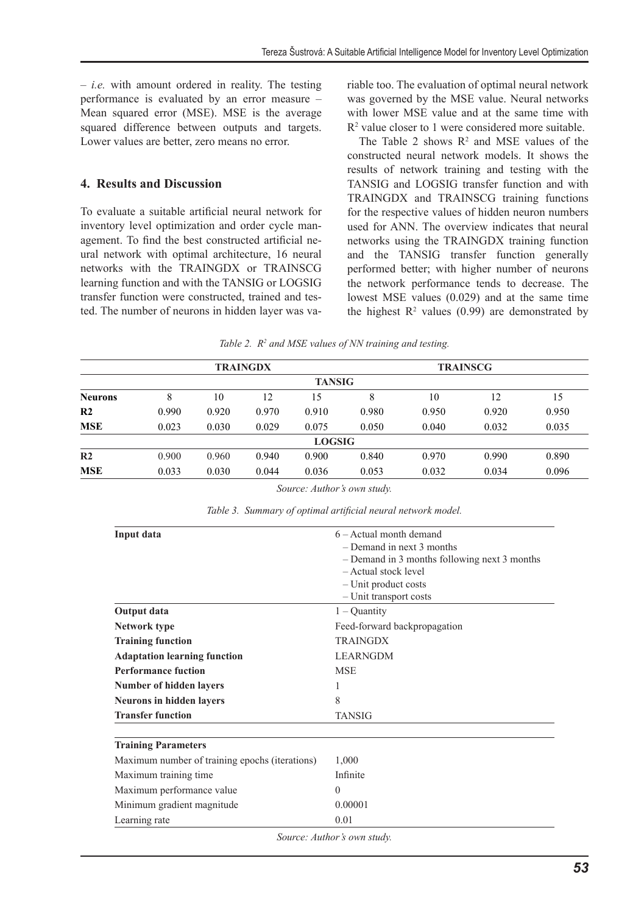– *i.e.* with amount ordered in reality. The testing performance is evaluated by an error measure – Mean squared error (MSE). MSE is the average squared difference between outputs and targets. Lower values are better, zero means no error.

## 4. Results and Discussion

To evaluate a suitable artificial neural network for inventory level optimization and order cycle management. To find the best constructed artificial neural network with optimal architecture, 16 neural networks with the TRAINGDX or TRAINSCG learning function and with the TANSIG or LOGSIG transfer function were constructed, trained and tested. The number of neurons in hidden layer was variable too. The evaluation of optimal neural network was governed by the MSE value. Neural networks with lower MSE value and at the same time with $R^2$ value closer to 1 were considered more suitable.

The Table 2 shows $R^2$ and MSE values of the constructed neural network models. It shows the results of network training and testing with the TANSIG and LOGSIG transfer function and with TRAINGDX and TRAINSCG training functions for the respective values of hidden neuron numbers used for ANN. The overview indicates that neural networks using the TRAINGDX training function and the TANSIG transfer function generally performed better; with higher number of neurons the network performance tends to decrease. The lowest MSE values (0.029) and at the same time the highest $R^2$ values (0.99) are demonstrated by

*Table 2. $R^2$ and MSE values of NN training and testing.*

| | TRAINGDX | | | | TRAINSCG | | | |
|---|---|---|---|---|---|---|---|---|
| | | | | TANSIG | | | | |
| **Neurons** | 8 | 10 | 12 | 15 | 8 | 10 | 12 | 15 |
| **R2** | 0.990 | 0.920 | 0.970 | 0.910 | 0.980 | 0.950 | 0.920 | 0.950 |
| **MSE** | 0.023 | 0.030 | 0.029 | 0.075 | 0.050 | 0.040 | 0.032 | 0.035 |
| | | | | LOGSIG | | | | |
| **R2** | 0.900 | 0.960 | 0.940 | 0.900 | 0.840 | 0.970 | 0.990 | 0.890 |
| **MSE** | 0.033 | 0.030 | 0.044 | 0.036 | 0.053 | 0.032 | 0.034 | 0.096 |

*Source: Author's own study.*

*Table 3. Summary of optimal artificial neural network model.*

| | |
|---|---|
| **Input data** | 6 – Actual month demand<br>– Demand in next 3 months<br>– Demand in 3 months following next 3 months<br>– Actual stock level<br>– Unit product costs<br>– Unit transport costs |
| **Output data** | 1 – Quantity |
| **Network type** | Feed-forward backpropagation |
| **Training function** | TRAINGDX |
| **Adaptation learning function** | LEARNGDM |
| **Performance fuction** | MSE |
| **Number of hidden layers** | 1 |
| **Neurons in hidden layers** | 8 |
| **Transfer function** | TANSIG |
| | |
| **Training Parameters** | |
| Maximum number of training epochs (iterations) | 1,000 |
| Maximum training time | Infinite |
| Maximum performance value | 0 |
| Minimum gradient magnitude | 0.00001 |
| Learning rate | 0.01 |

*Source: Author's own study.*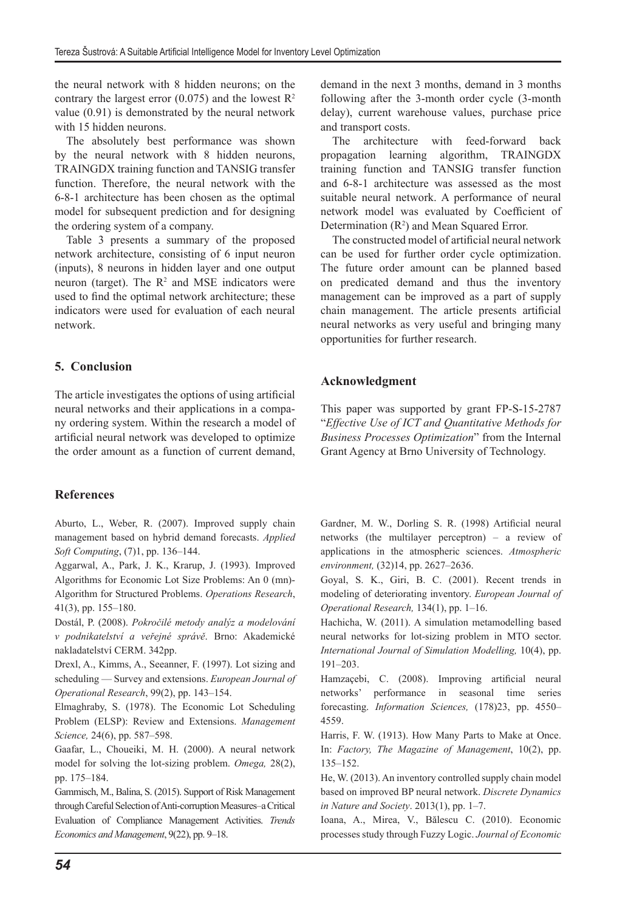the neural network with 8 hidden neurons; on the contrary the largest error (0.075) and the lowest $R^2$ value (0.91) is demonstrated by the neural network with 15 hidden neurons.

The absolutely best performance was shown by the neural network with 8 hidden neurons, TRAINGDX training function and TANSIG transfer function. Therefore, the neural network with the 6-8-1 architecture has been chosen as the optimal model for subsequent prediction and for designing the ordering system of a company.

Table 3 presents a summary of the proposed network architecture, consisting of 6 input neuron (inputs), 8 neurons in hidden layer and one output neuron (target). The $R^2$ and MSE indicators were used to find the optimal network architecture; these indicators were used for evaluation of each neural network.

## 5. Conclusion

The article investigates the options of using artificial neural networks and their applications in a company ordering system. Within the research a model of artificial neural network was developed to optimize the order amount as a function of current demand, demand in the next 3 months, demand in 3 months following after the 3-month order cycle (3-month delay), current warehouse values, purchase price and transport costs.

The architecture with feed-forward back propagation learning algorithm, TRAINGDX training function and TANSIG transfer function and 6-8-1 architecture was assessed as the most suitable neural network. A performance of neural network model was evaluated by Coefficient of Determination ($R^2$) and Mean Squared Error.

The constructed model of artificial neural network can be used for further order cycle optimization. The future order amount can be planned based on predicated demand and thus the inventory management can be improved as a part of supply chain management. The article presents artificial neural networks as very useful and bringing many opportunities for further research.

## Acknowledgment

This paper was supported by grant FP-S-15-2787 "*Effective Use of ICT and Quantitative Methods for Business Processes Optimization*" from the Internal Grant Agency at Brno University of Technology.

## References

Aburto, L., Weber, R. (2007). Improved supply chain management based on hybrid demand forecasts. *Applied Soft Computing*, (7)1, pp. 136–144.

Aggarwal, A., Park, J. K., Krarup, J. (1993). Improved Algorithms for Economic Lot Size Problems: An 0 (mn)-Algorithm for Structured Problems. *Operations Research*, 41(3), pp. 155–180.

Dostál, P. (2008). *Pokročilé metody analýz a modelování v podnikatelství a veřejné správě*. Brno: Akademické nakladatelství CERM. 342pp.

Drexl, A., Kimms, A., Seeanner, F. (1997). Lot sizing and scheduling — Survey and extensions. *European Journal of Operational Research*, 99(2), pp. 143–154.

Elmaghraby, S. (1978). The Economic Lot Scheduling Problem (ELSP): Review and Extensions. *Management Science,* 24(6), pp. 587–598.

Gaafar, L., Choueiki, M. H. (2000). A neural network model for solving the lot-sizing problem. *Omega,* 28(2), pp. 175–184.

Gammisch, M., Balina, S. (2015). Support of Risk Management through Careful Selection of Anti-corruption Measures–a Critical Evaluation of Compliance Management Activities. *Trends Economics and Management*, 9(22), pp. 9–18.

Gardner, M. W., Dorling S. R. (1998) Artificial neural networks (the multilayer perceptron) – a review of applications in the atmospheric sciences. *Atmospheric environment,* (32)14, pp. 2627–2636.

Goyal, S. K., Giri, B. C. (2001). Recent trends in modeling of deteriorating inventory. *European Journal of Operational Research,* 134(1), pp. 1–16.

Hachicha, W. (2011). A simulation metamodelling based neural networks for lot-sizing problem in MTO sector. *International Journal of Simulation Modelling,* 10(4), pp. 191–203.

Hamzaçebi, C. (2008). Improving artificial neural networks' performance in seasonal time series forecasting. *Information Sciences,* (178)23, pp. 4550–4559.

Harris, F. W. (1913). How Many Parts to Make at Once. In: *Factory, The Magazine of Management*, 10(2), pp. 135–152.

He, W. (2013). An inventory controlled supply chain model based on improved BP neural network. *Discrete Dynamics in Nature and Society*. 2013(1), pp. 1–7.

Ioana, A., Mirea, V., Bălescu C. (2010). Economic processes study through Fuzzy Logic. *Journal of Economic*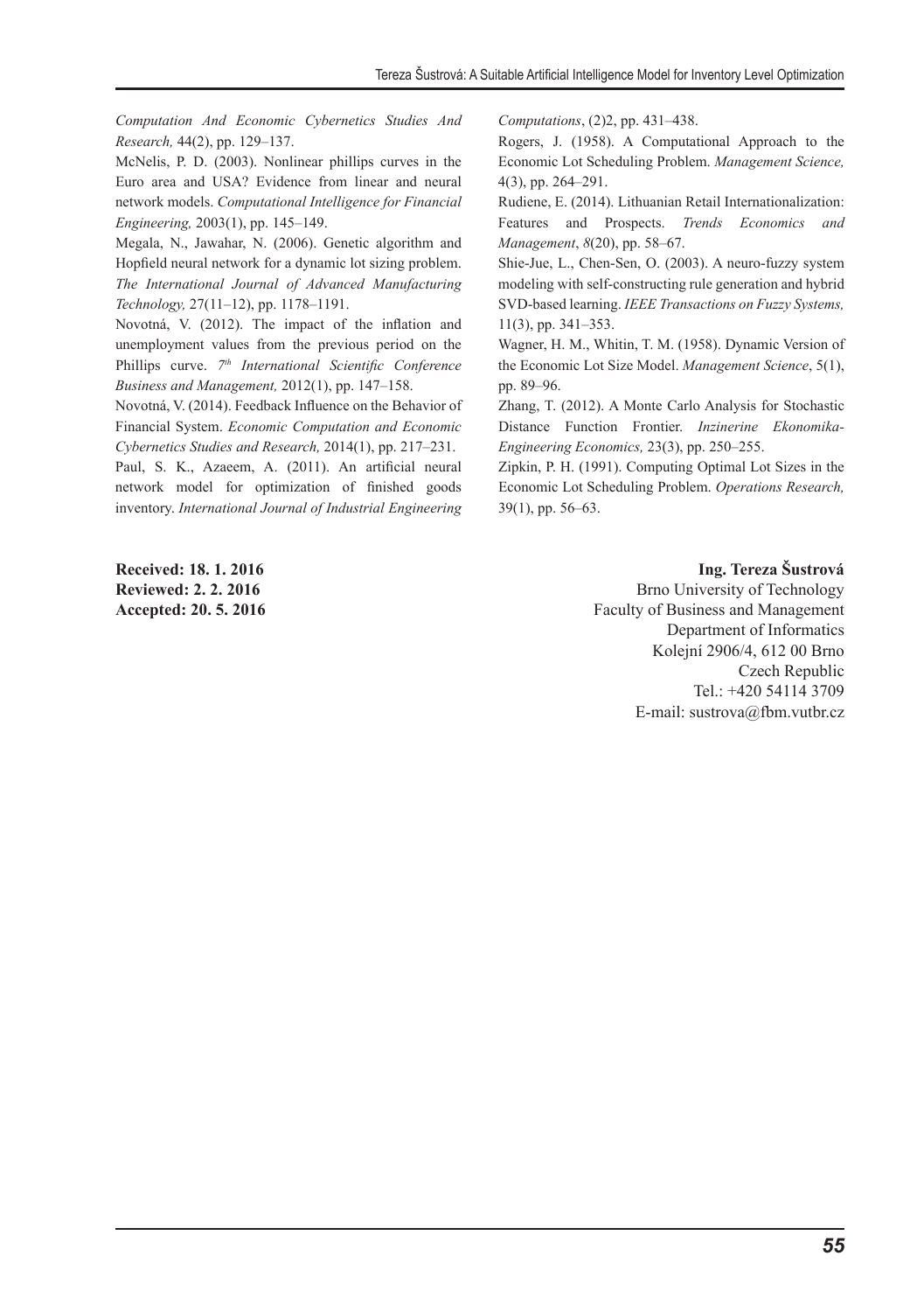*Computation And Economic Cybernetics Studies And Research,* 44(2), pp. 129–137.

McNelis, P. D. (2003). Nonlinear phillips curves in the Euro area and USA? Evidence from linear and neural network models. *Computational Intelligence for Financial Engineering,* 2003(1), pp. 145–149.

Megala, N., Jawahar, N. (2006). Genetic algorithm and Hopfield neural network for a dynamic lot sizing problem. *The International Journal of Advanced Manufacturing Technology,* 27(11–12), pp. 1178–1191.

Novotná, V. (2012). The impact of the inflation and unemployment values from the previous period on the Phillips curve. *7th International Scientific Conference Business and Management,* 2012(1), pp. 147–158.

Novotná, V. (2014). Feedback Influence on the Behavior of Financial System. *Economic Computation and Economic Cybernetics Studies and Research,* 2014(1), pp. 217–231.

Paul, S. K., Azaeem, A. (2011). An artificial neural network model for optimization of finished goods inventory. *International Journal of Industrial Engineering Computations*, (2)2, pp. 431–438.

Rogers, J. (1958). A Computational Approach to the Economic Lot Scheduling Problem. *Management Science,* 4(3), pp. 264–291.

Rudiene, E. (2014). Lithuanian Retail Internationalization: Features and Prospects. *Trends Economics and Management*, *8*(20), pp. 58–67.

Shie-Jue, L., Chen-Sen, O. (2003). A neuro-fuzzy system modeling with self-constructing rule generation and hybrid SVD-based learning. *IEEE Transactions on Fuzzy Systems,* 11(3), pp. 341–353.

Wagner, H. M., Whitin, T. M. (1958). Dynamic Version of the Economic Lot Size Model. *Management Science*, 5(1), pp. 89–96.

Zhang, T. (2012). A Monte Carlo Analysis for Stochastic Distance Function Frontier. *Inzinerine Ekonomika-Engineering Economics,* 23(3), pp. 250–255.

Zipkin, P. H. (1991). Computing Optimal Lot Sizes in the Economic Lot Scheduling Problem. *Operations Research,* 39(1), pp. 56–63.

**Received: 18. 1. 2016**
**Reviewed: 2. 2. 2016**
**Accepted: 20. 5. 2016**

**Ing. Tereza Šustrová**
Brno University of Technology
Faculty of Business and Management
Department of Informatics
Kolejní 2906/4, 612 00 Brno
Czech Republic
Tel.: +420 54114 3709
E-mail: sustrova@fbm.vutbr.cz